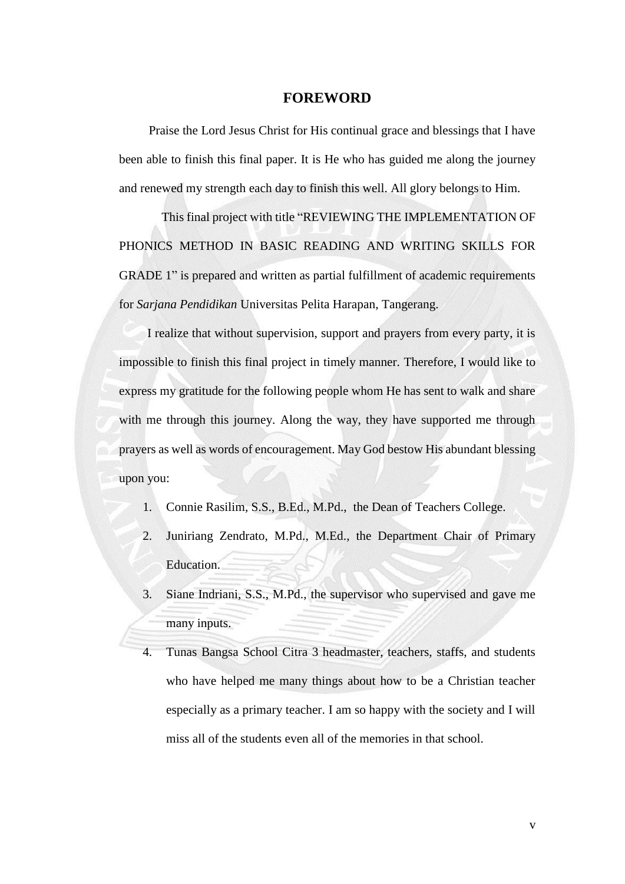# FOREWORD

Praise the Lord Jesus Christ for His continual grace and blessings that I have been able to finish this final paper. It is He who has guided me along the journey and renewed my strength each day to finish this well. All glory belongs to Him.

This final project with title "REVIEWING THE IMPLEMENTATION OF PHONICS METHOD IN BASIC READING AND WRITING SKILLS FOR GRADE 1" is prepared and written as partial fulfillment of academic requirements for *Sarjana Pendidikan* Universitas Pelita Harapan, Tangerang.

I realize that without supervision, support and prayers from every party, it is impossible to finish this final project in timely manner. Therefore, I would like to express my gratitude for the following people whom He has sent to walk and share with me through this journey. Along the way, they have supported me through prayers as well as words of encouragement. May God bestow His abundant blessing upon you:

1. Connie Rasilim, S.S., B.Ed., M.Pd., the Dean of Teachers College.
2. Juniriang Zendrato, M.Pd., M.Ed., the Department Chair of Primary Education.
3. Siane Indriani, S.S., M.Pd., the supervisor who supervised and gave me many inputs.
4. Tunas Bangsa School Citra 3 headmaster, teachers, staffs, and students who have helped me many things about how to be a Christian teacher especially as a primary teacher. I am so happy with the society and I will miss all of the students even all of the memories in that school.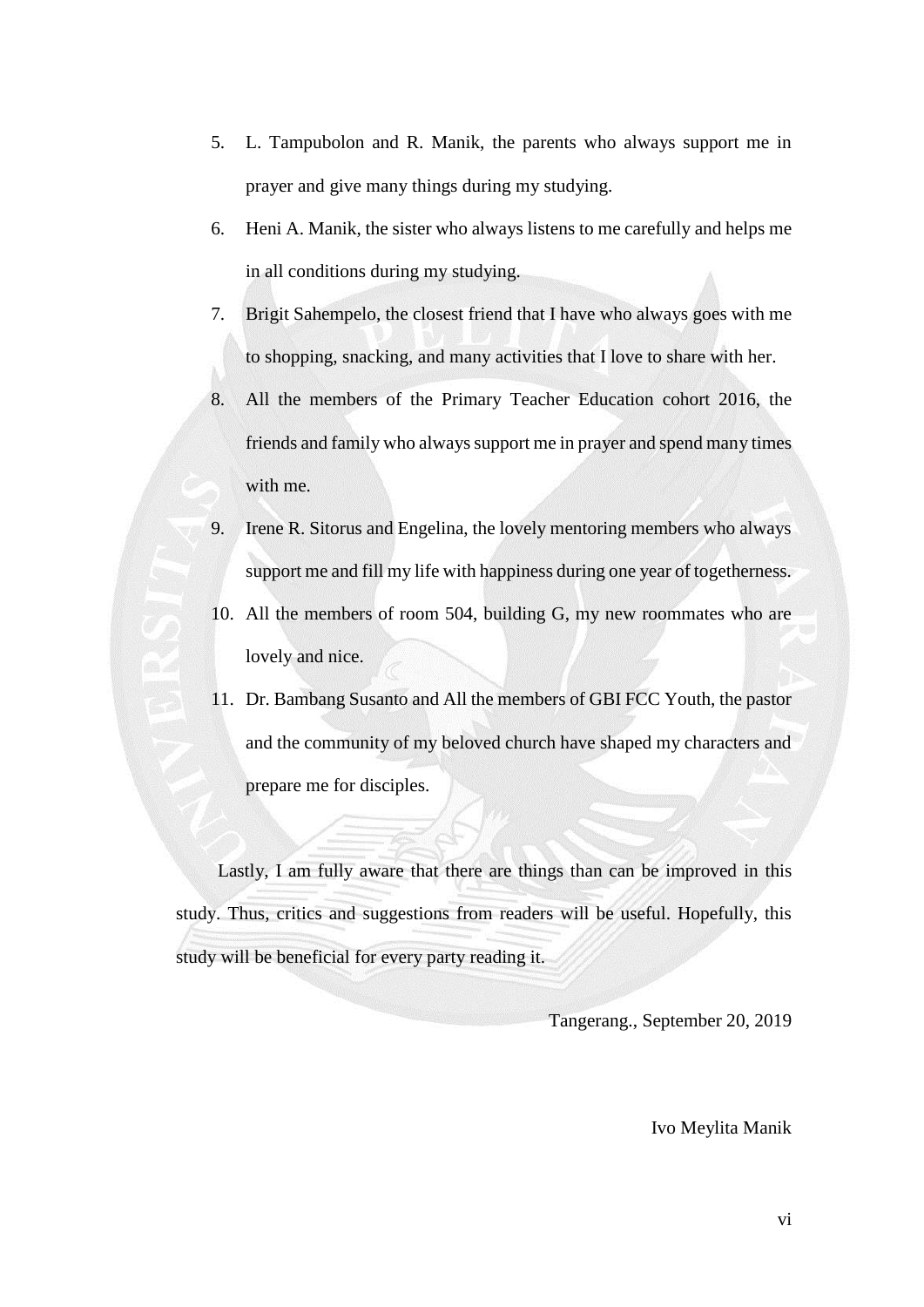5. L. Tampubolon and R. Manik, the parents who always support me in prayer and give many things during my studying.
6. Heni A. Manik, the sister who always listens to me carefully and helps me in all conditions during my studying.
7. Brigit Sahempelo, the closest friend that I have who always goes with me to shopping, snacking, and many activities that I love to share with her.
8. All the members of the Primary Teacher Education cohort 2016, the friends and family who always support me in prayer and spend many times with me.
9. Irene R. Sitorus and Engelina, the lovely mentoring members who always support me and fill my life with happiness during one year of togetherness.
10. All the members of room 504, building G, my new roommates who are lovely and nice.
11. Dr. Bambang Susanto and All the members of GBI FCC Youth, the pastor and the community of my beloved church have shaped my characters and prepare me for disciples.

Lastly, I am fully aware that there are things than can be improved in this study. Thus, critics and suggestions from readers will be useful. Hopefully, this study will be beneficial for every party reading it.

Tangerang., September 20, 2019

Ivo Meylita Manik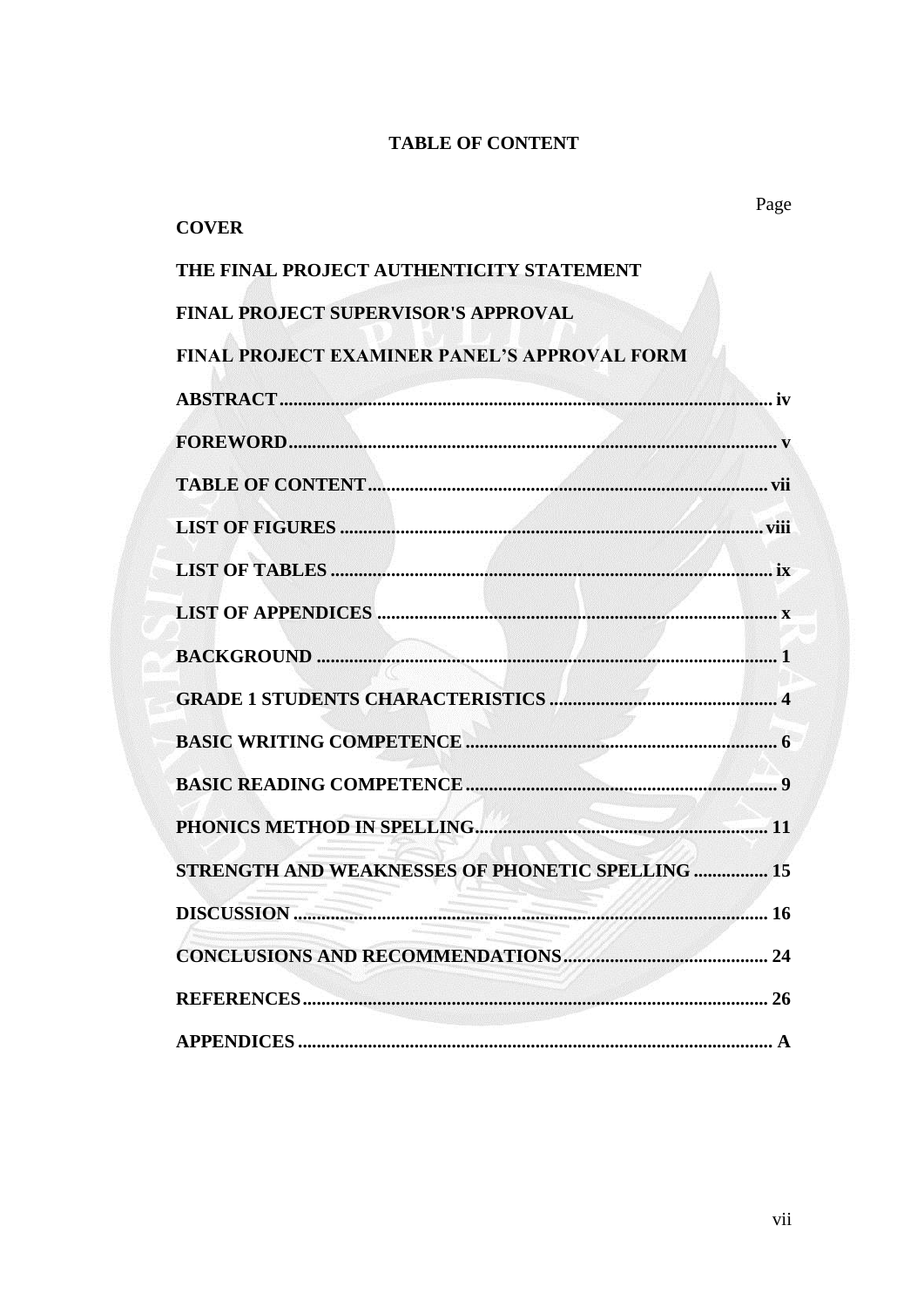# TABLE OF CONTENT

| | Page |
|---|---|
| **COVER** | |
| **THE FINAL PROJECT AUTHENTICITY STATEMENT** | |
| **FINAL PROJECT SUPERVISOR'S APPROVAL** | |
| **FINAL PROJECT EXAMINER PANEL'S APPROVAL FORM** | |
| **ABSTRACT** | **iv** |
| **FOREWORD** | **v** |
| **TABLE OF CONTENT** | **vii** |
| **LIST OF FIGURES** | **viii** |
| **LIST OF TABLES** | **ix** |
| **LIST OF APPENDICES** | **x** |
| **BACKGROUND** | **1** |
| **GRADE 1 STUDENTS CHARACTERISTICS** | **4** |
| **BASIC WRITING COMPETENCE** | **6** |
| **BASIC READING COMPETENCE** | **9** |
| **PHONICS METHOD IN SPELLING** | **11** |
| **STRENGTH AND WEAKNESSES OF PHONETIC SPELLING** | **15** |
| **DISCUSSION** | **16** |
| **CONCLUSIONS AND RECOMMENDATIONS** | **24** |
| **REFERENCES** | **26** |
| **APPENDICES** | **A** |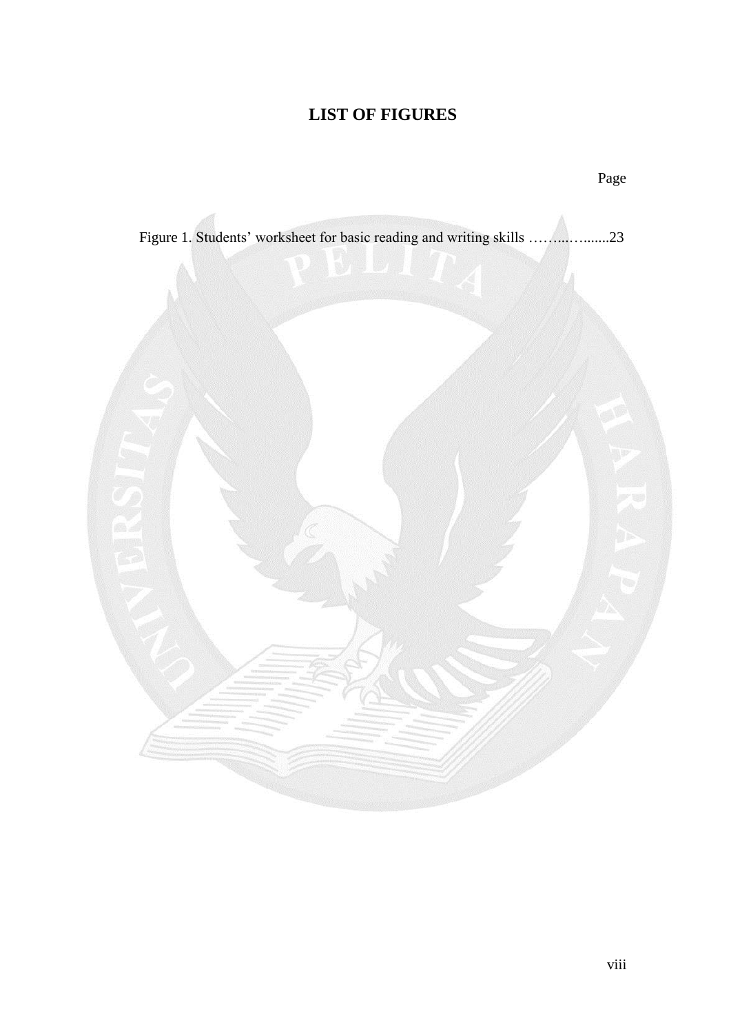# LIST OF FIGURES

Page

Figure 1. Students' worksheet for basic reading and writing skills ……..…........23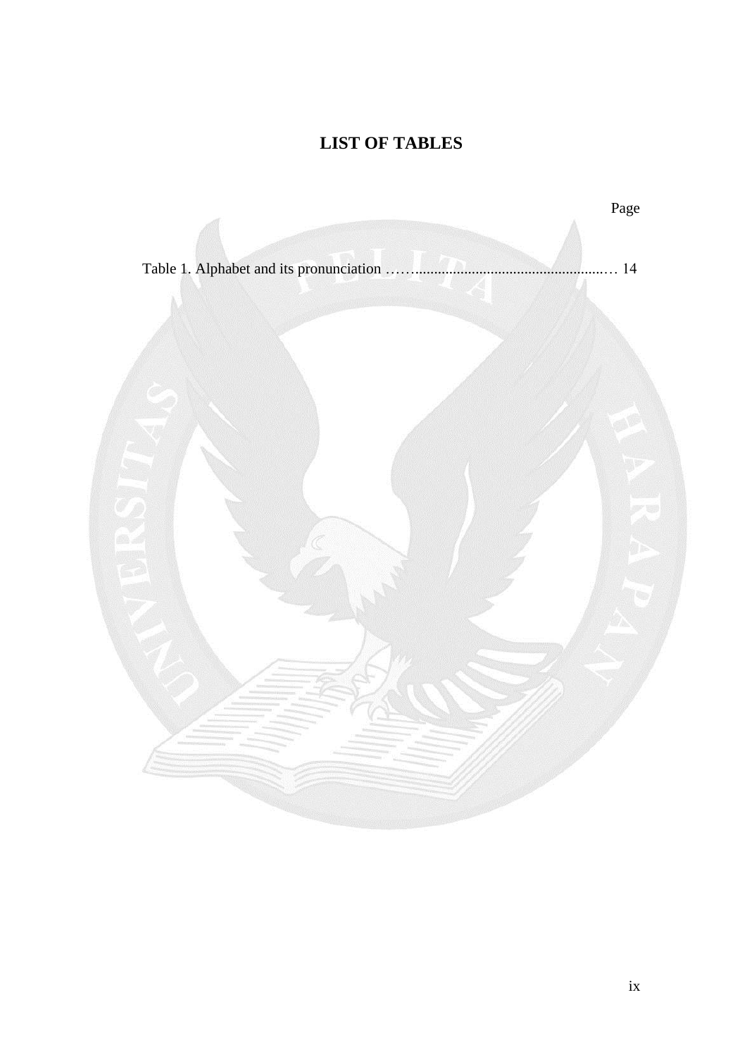# LIST OF TABLES

Page

Table 1. Alphabet and its pronunciation ........................................................ 14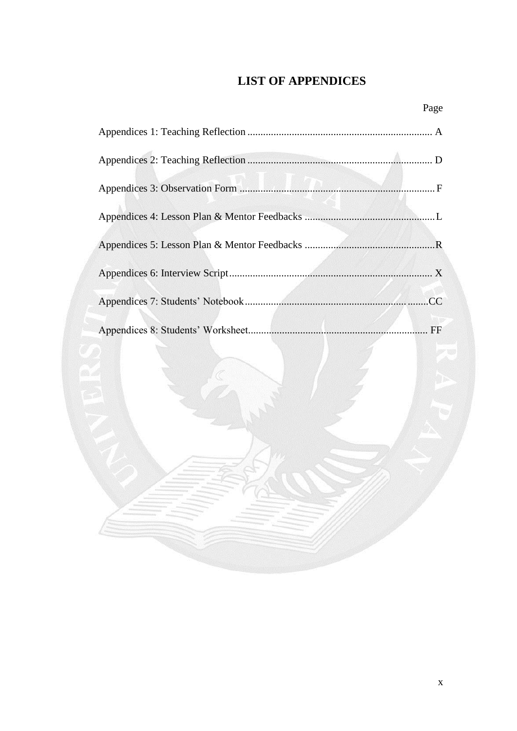# LIST OF APPENDICES

| | Page |
|---|---|
| Appendices 1: Teaching Reflection | A |
| Appendices 2: Teaching Reflection | D |
| Appendices 3: Observation Form | F |
| Appendices 4: Lesson Plan & Mentor Feedbacks | L |
| Appendices 5: Lesson Plan & Mentor Feedbacks | R |
| Appendices 6: Interview Script | X |
| Appendices 7: Students' Notebook | CC |
| Appendices 8: Students' Worksheet | FF |